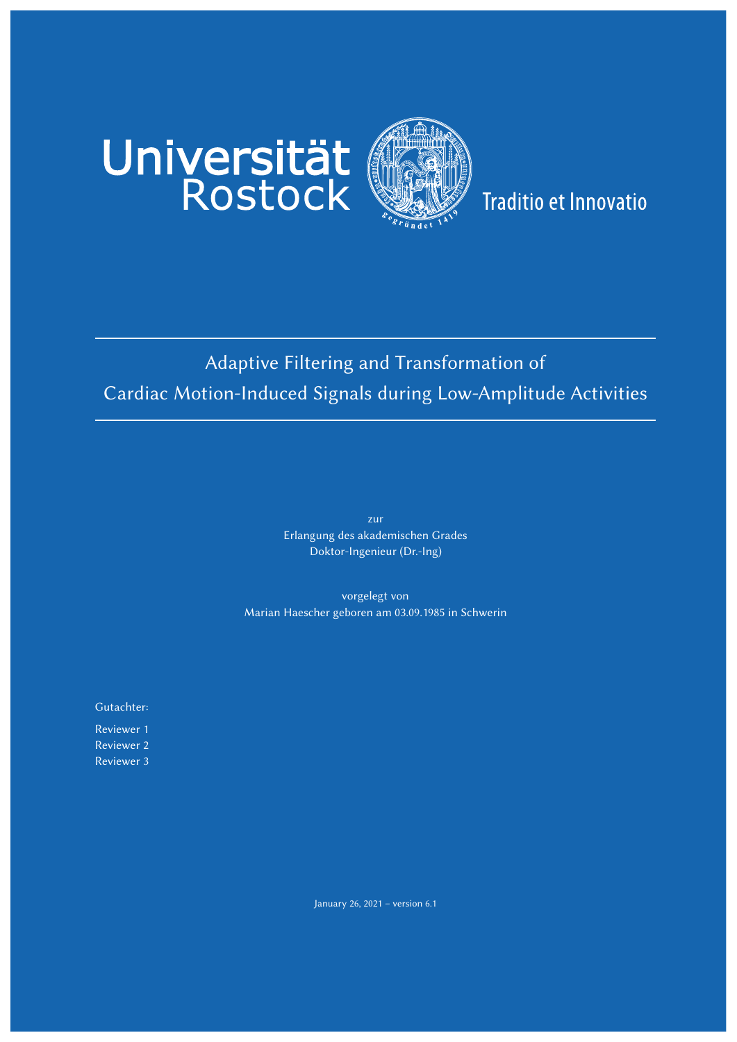Universität Rostock

Traditio et Innovatio

# Adaptive Filtering and Transformation of Cardiac Motion-Induced Signals during Low-Amplitude Activities

zur
Erlangung des akademischen Grades
Doktor-Ingenieur (Dr.-Ing)

vorgelegt von
Marian Haescher geboren am 03.09.1985 in Schwerin

Gutachter:

Reviewer 1
Reviewer 2
Reviewer 3

January 26, 2021 – version 6.1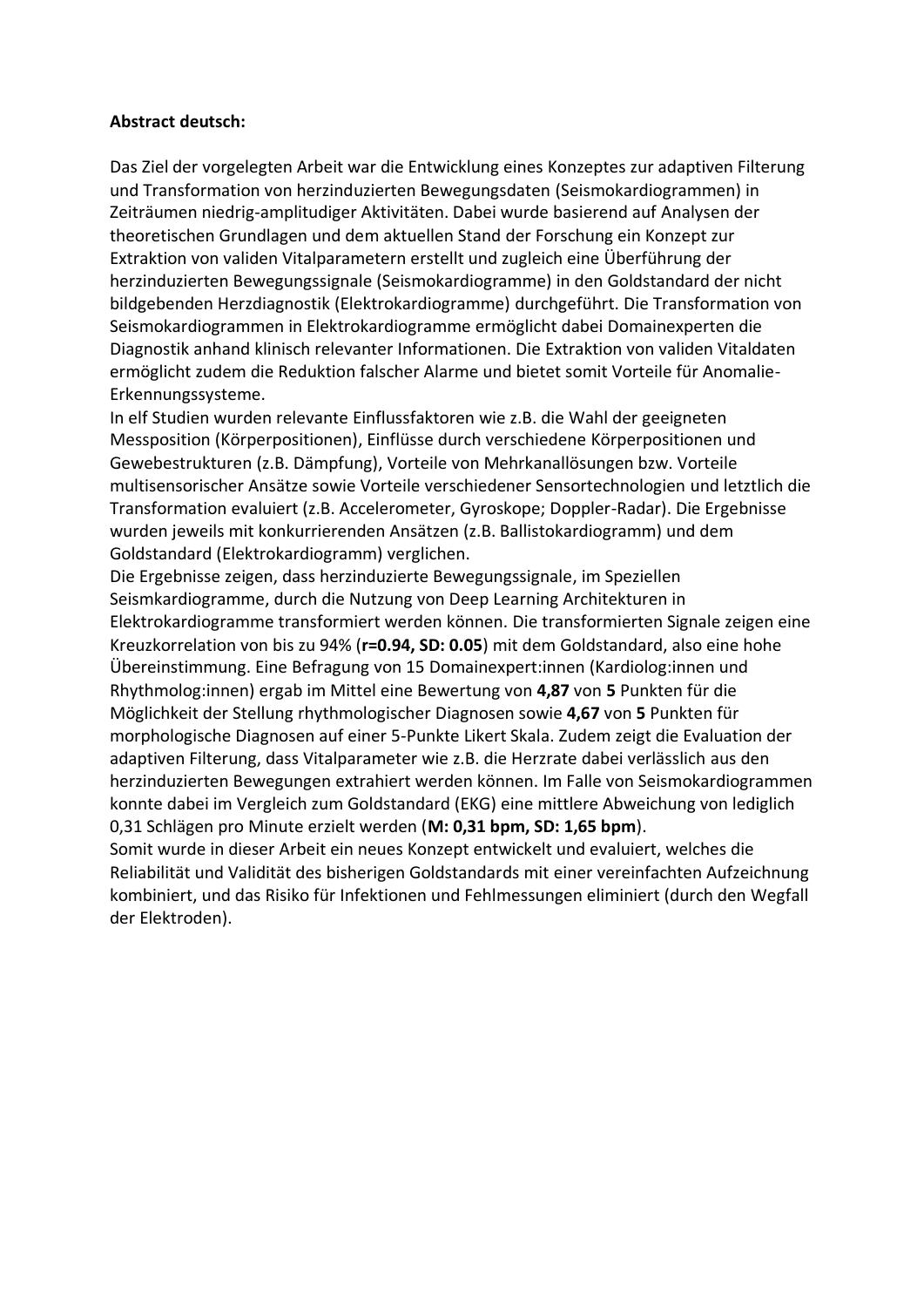**Abstract deutsch:**

Das Ziel der vorgelegten Arbeit war die Entwicklung eines Konzeptes zur adaptiven Filterung und Transformation von herzinduzierten Bewegungsdaten (Seismokardiogrammen) in Zeiträumen niedrig-amplitudiger Aktivitäten. Dabei wurde basierend auf Analysen der theoretischen Grundlagen und dem aktuellen Stand der Forschung ein Konzept zur Extraktion von validen Vitalparametern erstellt und zugleich eine Überführung der herzinduzierten Bewegungssignale (Seismokardiogramme) in den Goldstandard der nicht bildgebenden Herzdiagnostik (Elektrokardiogramme) durchgeführt. Die Transformation von Seismokardiogrammen in Elektrokardiogramme ermöglicht dabei Domainexperten die Diagnostik anhand klinisch relevanter Informationen. Die Extraktion von validen Vitaldaten ermöglicht zudem die Reduktion falscher Alarme und bietet somit Vorteile für Anomalie-Erkennungssysteme.

In elf Studien wurden relevante Einflussfaktoren wie z.B. die Wahl der geeigneten Messposition (Körperpositionen), Einflüsse durch verschiedene Körperpositionen und Gewebestrukturen (z.B. Dämpfung), Vorteile von Mehrkanallösungen bzw. Vorteile multisensorischer Ansätze sowie Vorteile verschiedener Sensortechnologien und letztlich die Transformation evaluiert (z.B. Accelerometer, Gyroskope; Doppler-Radar). Die Ergebnisse wurden jeweils mit konkurrierenden Ansätzen (z.B. Ballistokardiogramm) und dem Goldstandard (Elektrokardiogramm) verglichen.

Die Ergebnisse zeigen, dass herzinduzierte Bewegungssignale, im Speziellen Seismkardiogramme, durch die Nutzung von Deep Learning Architekturen in Elektrokardiogramme transformiert werden können. Die transformierten Signale zeigen eine Kreuzkorrelation von bis zu 94% (**r=0.94, SD: 0.05**) mit dem Goldstandard, also eine hohe Übereinstimmung. Eine Befragung von 15 Domainexpert:innen (Kardiolog:innen und Rhythmolog:innen) ergab im Mittel eine Bewertung von **4,87** von **5** Punkten für die Möglichkeit der Stellung rhythmologischer Diagnosen sowie **4,67** von **5** Punkten für morphologische Diagnosen auf einer 5-Punkte Likert Skala. Zudem zeigt die Evaluation der adaptiven Filterung, dass Vitalparameter wie z.B. die Herzrate dabei verlässlich aus den herzinduzierten Bewegungen extrahiert werden können. Im Falle von Seismokardiogrammen konnte dabei im Vergleich zum Goldstandard (EKG) eine mittlere Abweichung von lediglich 0,31 Schlägen pro Minute erzielt werden (**M: 0,31 bpm, SD: 1,65 bpm**).

Somit wurde in dieser Arbeit ein neues Konzept entwickelt und evaluiert, welches die Reliabilität und Validität des bisherigen Goldstandards mit einer vereinfachten Aufzeichnung kombiniert, und das Risiko für Infektionen und Fehlmessungen eliminiert (durch den Wegfall der Elektroden).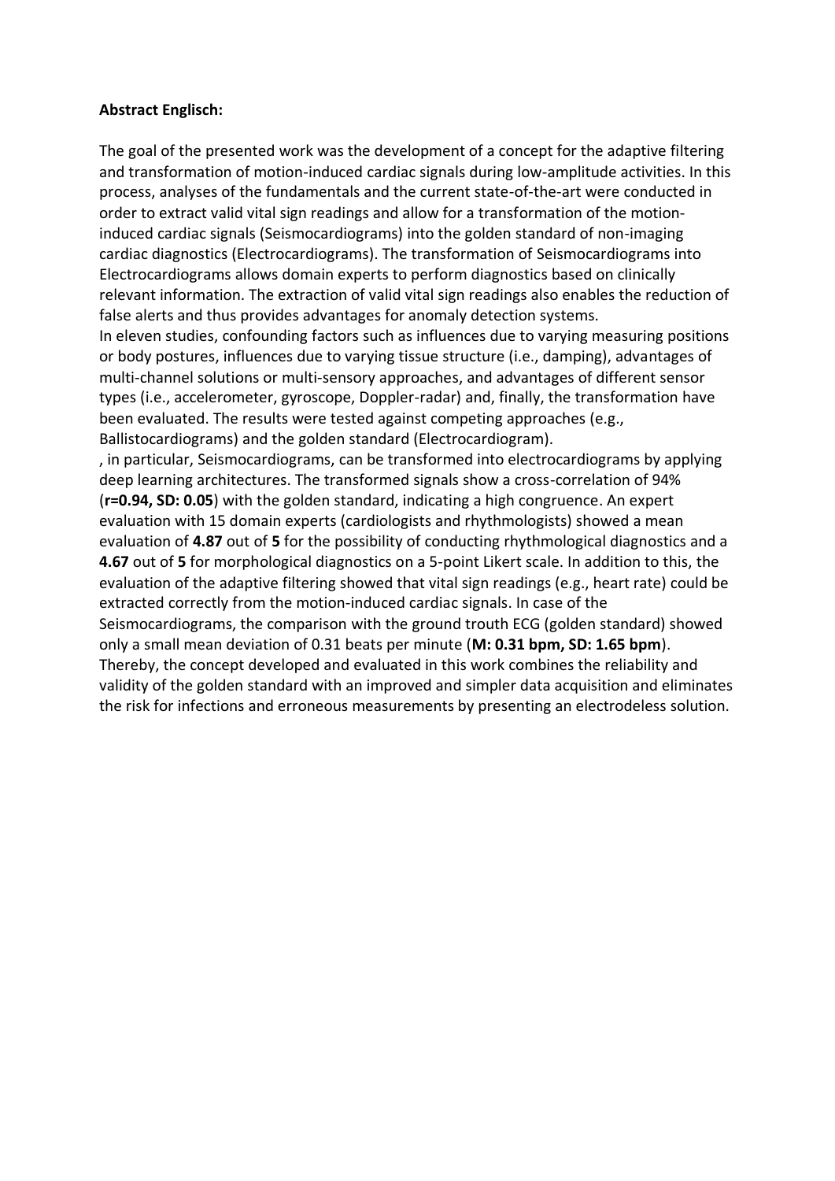**Abstract Englisch:**

The goal of the presented work was the development of a concept for the adaptive filtering and transformation of motion-induced cardiac signals during low-amplitude activities. In this process, analyses of the fundamentals and the current state-of-the-art were conducted in order to extract valid vital sign readings and allow for a transformation of the motion-induced cardiac signals (Seismocardiograms) into the golden standard of non-imaging cardiac diagnostics (Electrocardiograms). The transformation of Seismocardiograms into Electrocardiograms allows domain experts to perform diagnostics based on clinically relevant information. The extraction of valid vital sign readings also enables the reduction of false alerts and thus provides advantages for anomaly detection systems.

In eleven studies, confounding factors such as influences due to varying measuring positions or body postures, influences due to varying tissue structure (i.e., damping), advantages of multi-channel solutions or multi-sensory approaches, and advantages of different sensor types (i.e., accelerometer, gyroscope, Doppler-radar) and, finally, the transformation have been evaluated. The results were tested against competing approaches (e.g., Ballistocardiograms) and the golden standard (Electrocardiogram).

, in particular, Seismocardiograms, can be transformed into electrocardiograms by applying deep learning architectures. The transformed signals show a cross-correlation of 94% (**r=0.94, SD: 0.05**) with the golden standard, indicating a high congruence. An expert evaluation with 15 domain experts (cardiologists and rhythmologists) showed a mean evaluation of **4.87** out of **5** for the possibility of conducting rhythmological diagnostics and a **4.67** out of **5** for morphological diagnostics on a 5-point Likert scale. In addition to this, the evaluation of the adaptive filtering showed that vital sign readings (e.g., heart rate) could be extracted correctly from the motion-induced cardiac signals. In case of the Seismocardiograms, the comparison with the ground trouth ECG (golden standard) showed only a small mean deviation of 0.31 beats per minute (**M: 0.31 bpm, SD: 1.65 bpm**). Thereby, the concept developed and evaluated in this work combines the reliability and validity of the golden standard with an improved and simpler data acquisition and eliminates the risk for infections and erroneous measurements by presenting an electrodeless solution.